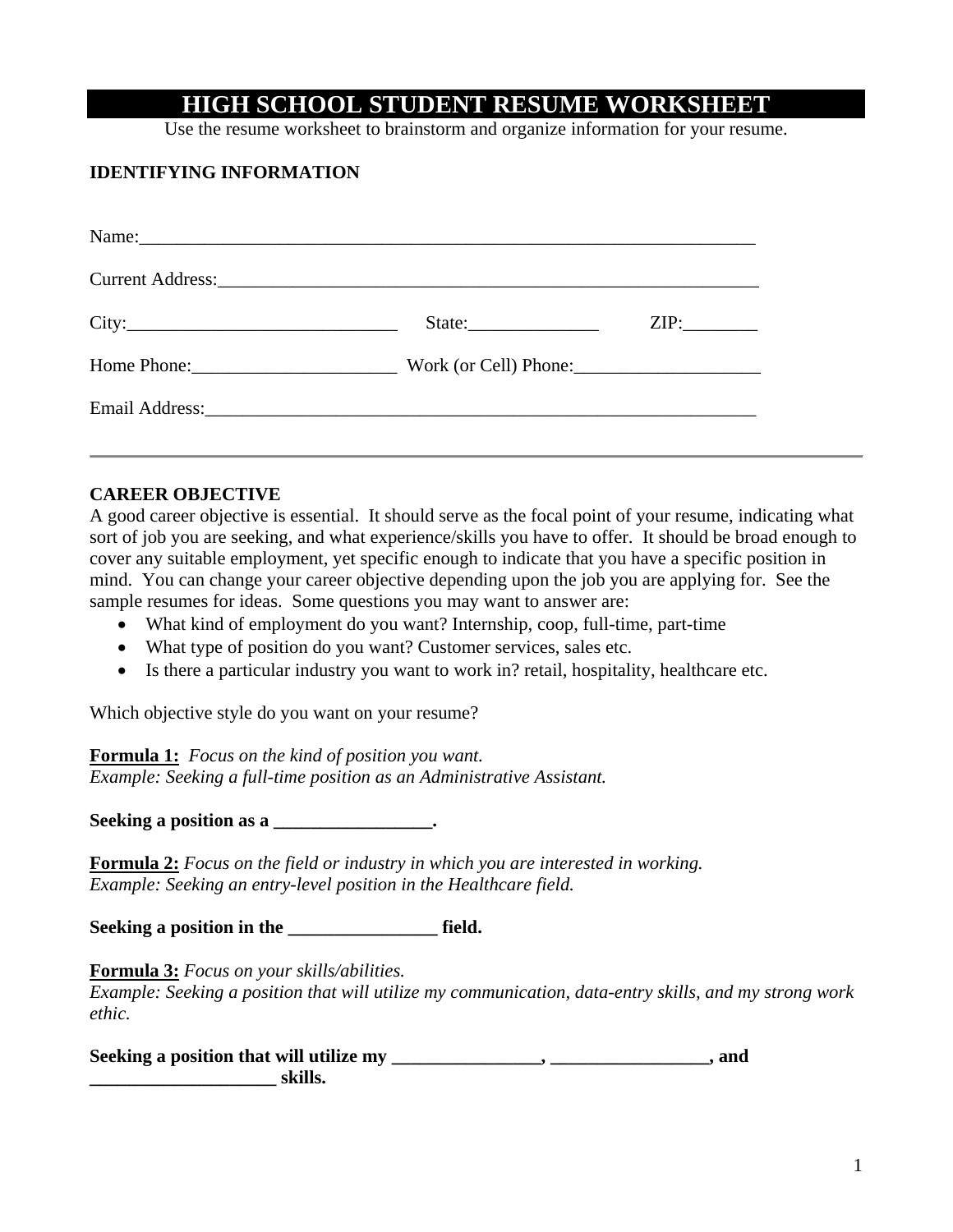# HIGH SCHOOL STUDENT RESUME WORKSHEET

Use the resume worksheet to brainstorm and organize information for your resume.

**IDENTIFYING INFORMATION**

Name:______________________________________________________________________

Current Address:_____________________________________________________________

City:_____________________________ State:______________ ZIP:________

Home Phone:______________________ Work (or Cell) Phone:____________________

Email Address:_______________________________________________________________

---

**CAREER OBJECTIVE**

A good career objective is essential. It should serve as the focal point of your resume, indicating what sort of job you are seeking, and what experience/skills you have to offer. It should be broad enough to cover any suitable employment, yet specific enough to indicate that you have a specific position in mind. You can change your career objective depending upon the job you are applying for. See the sample resumes for ideas. Some questions you may want to answer are:

- What kind of employment do you want? Internship, coop, full-time, part-time
- What type of position do you want? Customer services, sales etc.
- Is there a particular industry you want to work in? retail, hospitality, healthcare etc.

Which objective style do you want on your resume?

**Formula 1:** *Focus on the kind of position you want.*
*Example: Seeking a full-time position as an Administrative Assistant.*

**Seeking a position as a _________________.**

**Formula 2:** *Focus on the field or industry in which you are interested in working.*
*Example: Seeking an entry-level position in the Healthcare field.*

**Seeking a position in the ________________ field.**

**Formula 3:** *Focus on your skills/abilities.*
*Example: Seeking a position that will utilize my communication, data-entry skills, and my strong work ethic.*

**Seeking a position that will utilize my ________________, _________________, and ____________________ skills.**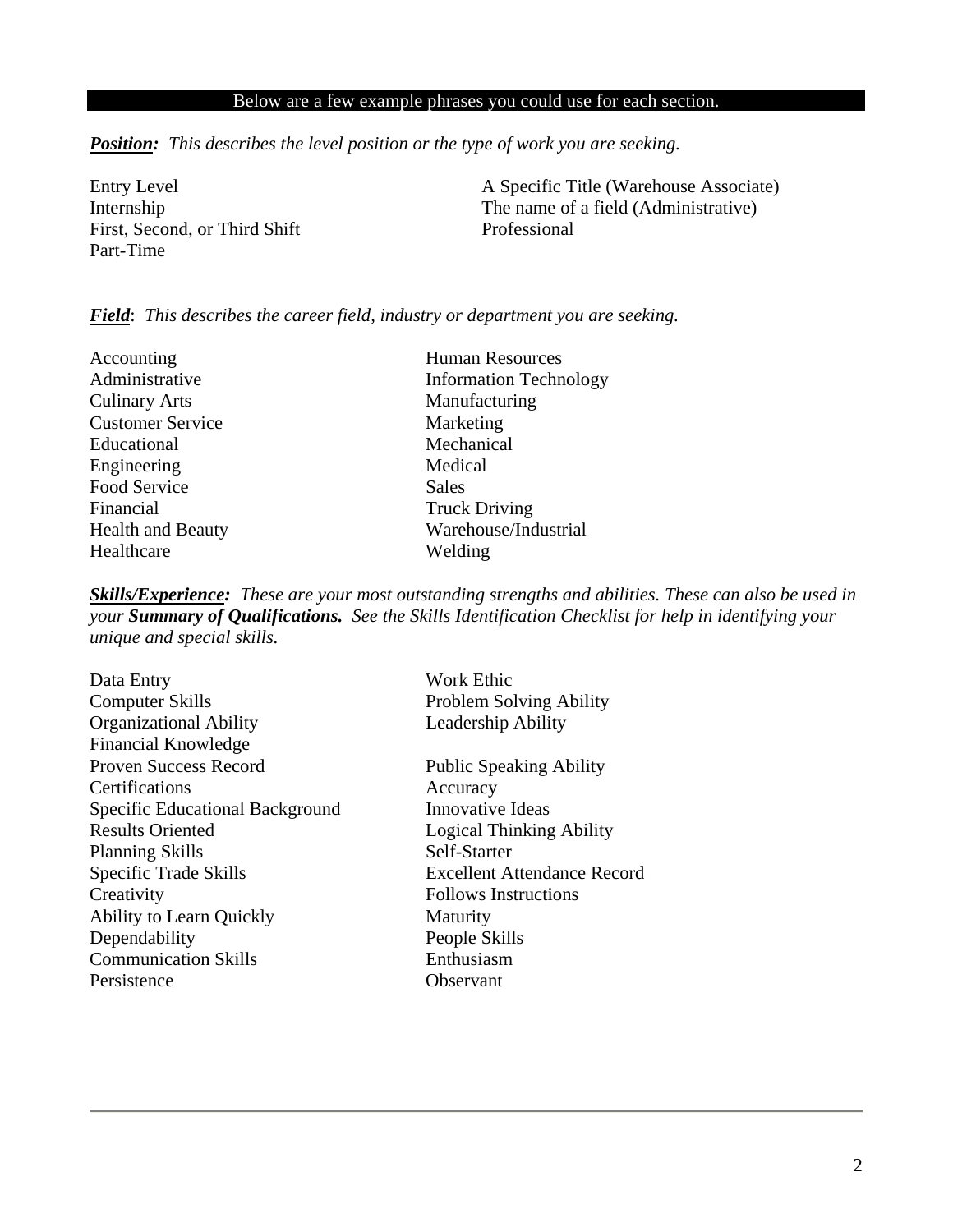**Below are a few example phrases you could use for each section.**

***Position:*** *This describes the level position or the type of work you are seeking.*

- Entry Level
- Internship
- First, Second, or Third Shift
- Part-Time
- A Specific Title (Warehouse Associate)
- The name of a field (Administrative)
- Professional

***Field***: *This describes the career field, industry or department you are seeking.*

- Accounting
- Administrative
- Culinary Arts
- Customer Service
- Educational
- Engineering
- Food Service
- Financial
- Health and Beauty
- Healthcare
- Human Resources
- Information Technology
- Manufacturing
- Marketing
- Mechanical
- Medical
- Sales
- Truck Driving
- Warehouse/Industrial
- Welding

***Skills/Experience:*** *These are your most outstanding strengths and abilities. These can also be used in your* ***Summary of Qualifications.*** *See the Skills Identification Checklist for help in identifying your unique and special skills.*

- Data Entry
- Computer Skills
- Organizational Ability
- Financial Knowledge
- Proven Success Record
- Certifications
- Specific Educational Background
- Results Oriented
- Planning Skills
- Specific Trade Skills
- Creativity
- Ability to Learn Quickly
- Dependability
- Communication Skills
- Persistence
- Work Ethic
- Problem Solving Ability
- Leadership Ability
- Public Speaking Ability
- Accuracy
- Innovative Ideas
- Logical Thinking Ability
- Self-Starter
- Excellent Attendance Record
- Follows Instructions
- Maturity
- People Skills
- Enthusiasm
- Observant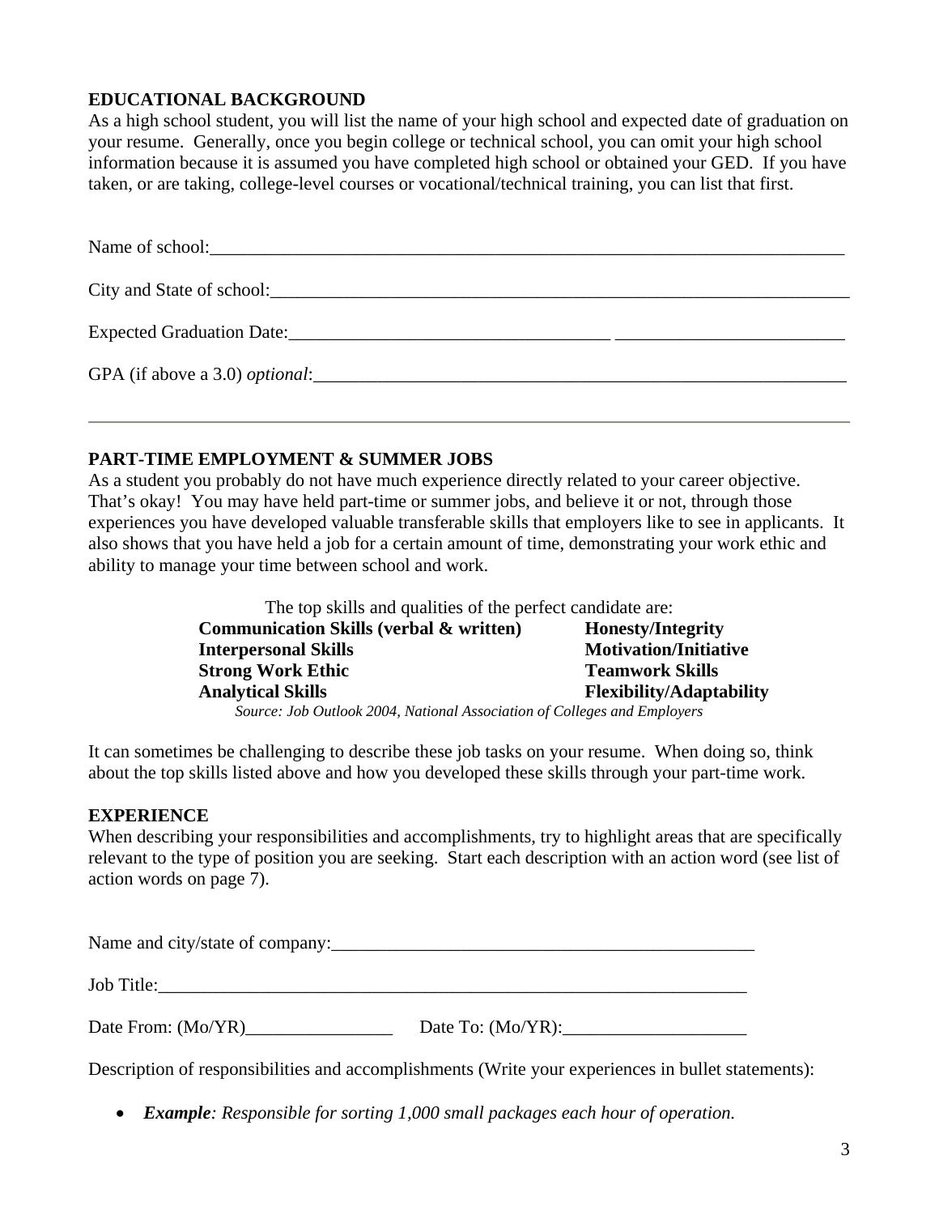## EDUCATIONAL BACKGROUND

As a high school student, you will list the name of your high school and expected date of graduation on your resume. Generally, once you begin college or technical school, you can omit your high school information because it is assumed you have completed high school or obtained your GED. If you have taken, or are taking, college-level courses or vocational/technical training, you can list that first.

Name of school:___________________________________________________________________________

City and State of school:___________________________________________________________________

Expected Graduation Date:____________________________________ __________________________

GPA (if above a 3.0) *optional*:______________________________________________________________

---

## PART-TIME EMPLOYMENT & SUMMER JOBS

As a student you probably do not have much experience directly related to your career objective. That's okay! You may have held part-time or summer jobs, and believe it or not, through those experiences you have developed valuable transferable skills that employers like to see in applicants. It also shows that you have held a job for a certain amount of time, demonstrating your work ethic and ability to manage your time between school and work.

The top skills and qualities of the perfect candidate are:

| | |
|---|---|
| **Communication Skills (verbal & written)** | **Honesty/Integrity** |
| **Interpersonal Skills** | **Motivation/Initiative** |
| **Strong Work Ethic** | **Teamwork Skills** |
| **Analytical Skills** | **Flexibility/Adaptability** |

*Source: Job Outlook 2004, National Association of Colleges and Employers*

It can sometimes be challenging to describe these job tasks on your resume. When doing so, think about the top skills listed above and how you developed these skills through your part-time work.

## EXPERIENCE

When describing your responsibilities and accomplishments, try to highlight areas that are specifically relevant to the type of position you are seeking. Start each description with an action word (see list of action words on page 7).

Name and city/state of company:________________________________________________

Job Title:__________________________________________________________________

Date From: (Mo/YR)________________ Date To: (Mo/YR):____________________

Description of responsibilities and accomplishments (Write your experiences in bullet statements):

- ***Example****: Responsible for sorting 1,000 small packages each hour of operation.*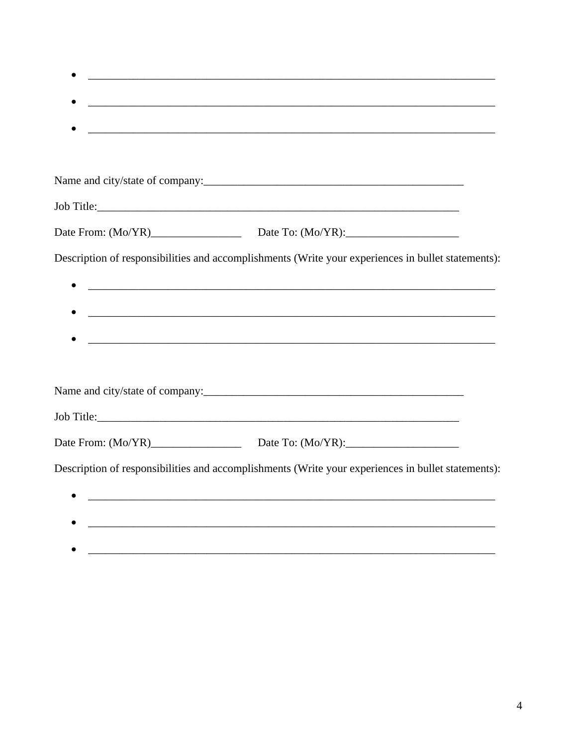- ___________________________________________________________________________
- ___________________________________________________________________________
- ___________________________________________________________________________

Name and city/state of company:_______________________________________________

Job Title:__________________________________________________________________

Date From: (Mo/YR)________________ Date To: (Mo/YR):____________________

Description of responsibilities and accomplishments (Write your experiences in bullet statements):

- ___________________________________________________________________________
- ___________________________________________________________________________
- ___________________________________________________________________________

Name and city/state of company:_______________________________________________

Job Title:__________________________________________________________________

Date From: (Mo/YR)________________ Date To: (Mo/YR):____________________

Description of responsibilities and accomplishments (Write your experiences in bullet statements):

- ___________________________________________________________________________
- ___________________________________________________________________________
- ___________________________________________________________________________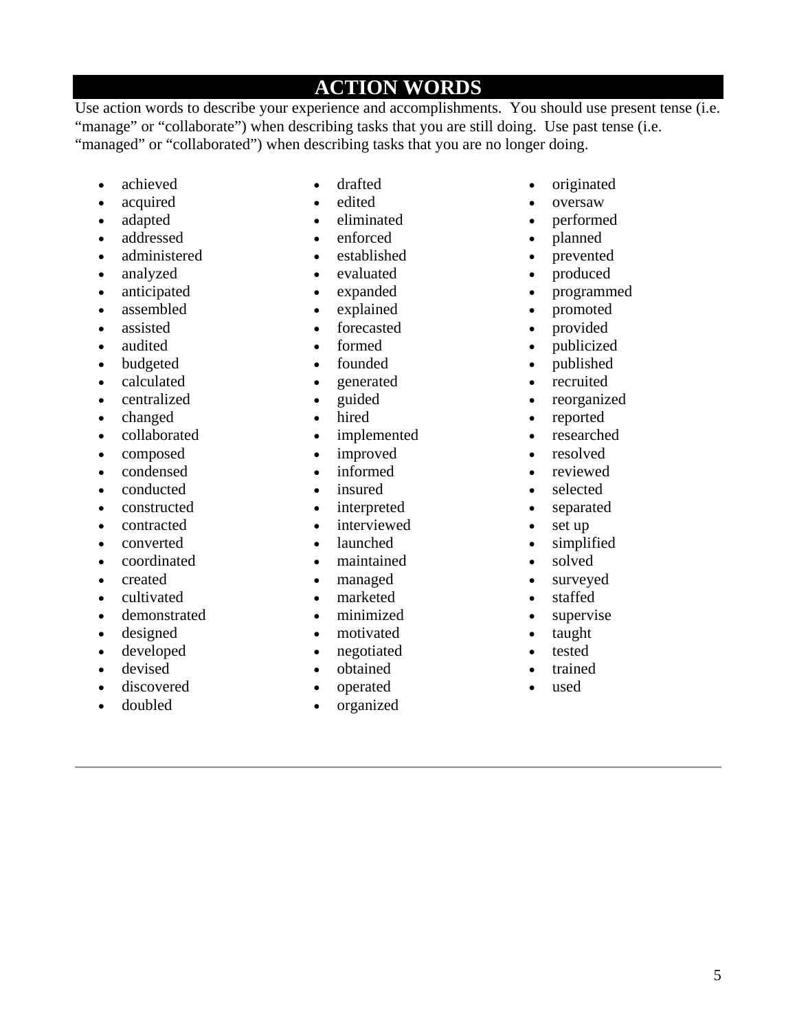## ACTION WORDS

Use action words to describe your experience and accomplishments. You should use present tense (i.e. "manage" or "collaborate") when describing tasks that you are still doing. Use past tense (i.e. "managed" or "collaborated") when describing tasks that you are no longer doing.

- achieved
- acquired
- adapted
- addressed
- administered
- analyzed
- anticipated
- assembled
- assisted
- audited
- budgeted
- calculated
- centralized
- changed
- collaborated
- composed
- condensed
- conducted
- constructed
- contracted
- converted
- coordinated
- created
- cultivated
- demonstrated
- designed
- developed
- devised
- discovered
- doubled
- drafted
- edited
- eliminated
- enforced
- established
- evaluated
- expanded
- explained
- forecasted
- formed
- founded
- generated
- guided
- hired
- implemented
- improved
- informed
- insured
- interpreted
- interviewed
- launched
- maintained
- managed
- marketed
- minimized
- motivated
- negotiated
- obtained
- operated
- organized
- originated
- oversaw
- performed
- planned
- prevented
- produced
- programmed
- promoted
- provided
- publicized
- published
- recruited
- reorganized
- reported
- researched
- resolved
- reviewed
- selected
- separated
- set up
- simplified
- solved
- surveyed
- staffed
- supervise
- taught
- tested
- trained
- used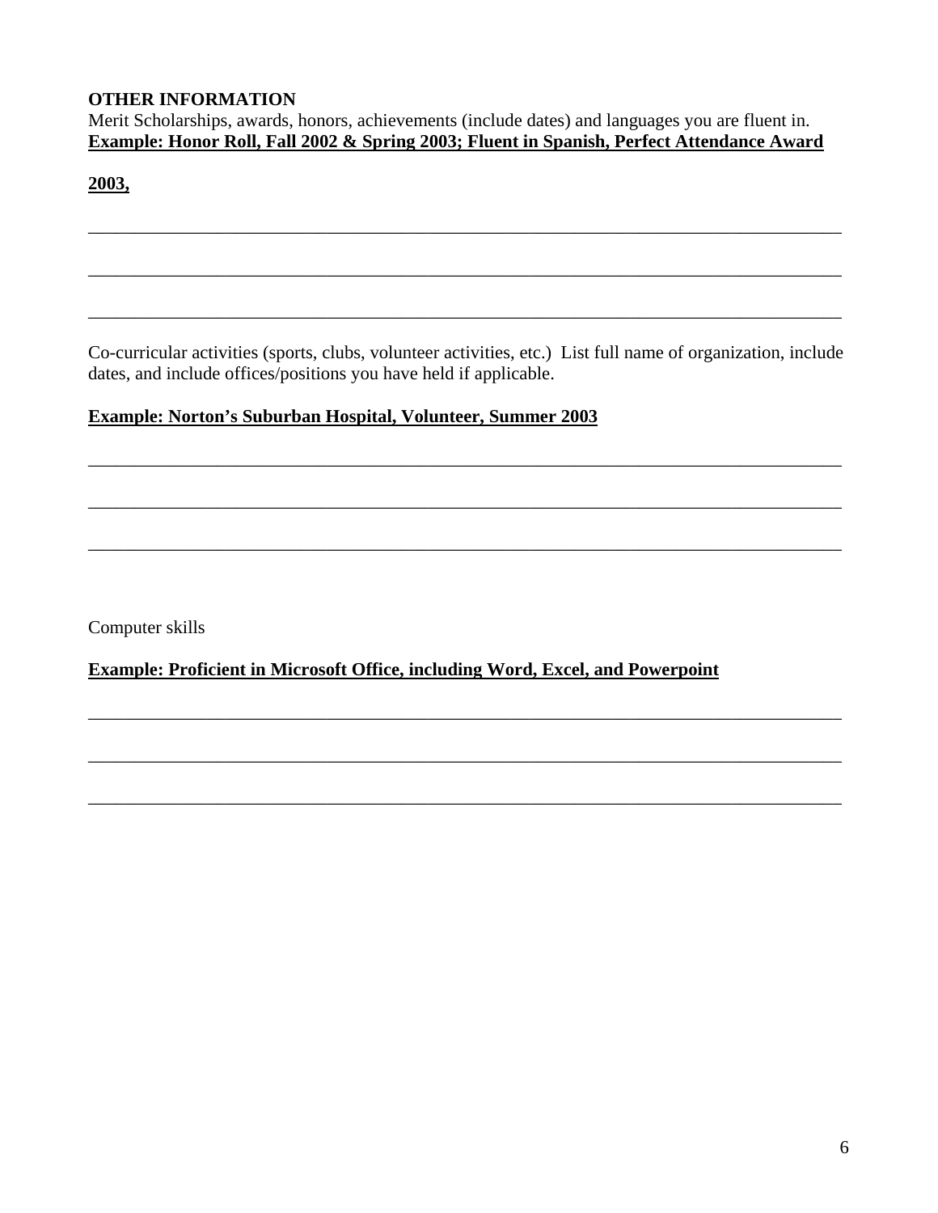**OTHER INFORMATION**

Merit Scholarships, awards, honors, achievements (include dates) and languages you are fluent in.

**<u>Example: Honor Roll, Fall 2002 & Spring 2003; Fluent in Spanish, Perfect Attendance Award 2003,</u>**

\_\_\_\_\_\_\_\_\_\_\_\_\_\_\_\_\_\_\_\_\_\_\_\_\_\_\_\_\_\_\_\_\_\_\_\_\_\_\_\_\_\_\_\_\_\_\_\_\_\_\_\_\_\_\_\_\_\_\_\_\_\_\_\_\_\_\_\_\_\_\_\_\_\_\_\_\_\_

\_\_\_\_\_\_\_\_\_\_\_\_\_\_\_\_\_\_\_\_\_\_\_\_\_\_\_\_\_\_\_\_\_\_\_\_\_\_\_\_\_\_\_\_\_\_\_\_\_\_\_\_\_\_\_\_\_\_\_\_\_\_\_\_\_\_\_\_\_\_\_\_\_\_\_\_\_\_

\_\_\_\_\_\_\_\_\_\_\_\_\_\_\_\_\_\_\_\_\_\_\_\_\_\_\_\_\_\_\_\_\_\_\_\_\_\_\_\_\_\_\_\_\_\_\_\_\_\_\_\_\_\_\_\_\_\_\_\_\_\_\_\_\_\_\_\_\_\_\_\_\_\_\_\_\_\_

Co-curricular activities (sports, clubs, volunteer activities, etc.) List full name of organization, include dates, and include offices/positions you have held if applicable.

**<u>Example: Norton's Suburban Hospital, Volunteer, Summer 2003</u>**

\_\_\_\_\_\_\_\_\_\_\_\_\_\_\_\_\_\_\_\_\_\_\_\_\_\_\_\_\_\_\_\_\_\_\_\_\_\_\_\_\_\_\_\_\_\_\_\_\_\_\_\_\_\_\_\_\_\_\_\_\_\_\_\_\_\_\_\_\_\_\_\_\_\_\_\_\_\_

\_\_\_\_\_\_\_\_\_\_\_\_\_\_\_\_\_\_\_\_\_\_\_\_\_\_\_\_\_\_\_\_\_\_\_\_\_\_\_\_\_\_\_\_\_\_\_\_\_\_\_\_\_\_\_\_\_\_\_\_\_\_\_\_\_\_\_\_\_\_\_\_\_\_\_\_\_\_

\_\_\_\_\_\_\_\_\_\_\_\_\_\_\_\_\_\_\_\_\_\_\_\_\_\_\_\_\_\_\_\_\_\_\_\_\_\_\_\_\_\_\_\_\_\_\_\_\_\_\_\_\_\_\_\_\_\_\_\_\_\_\_\_\_\_\_\_\_\_\_\_\_\_\_\_\_\_

Computer skills

**<u>Example: Proficient in Microsoft Office, including Word, Excel, and Powerpoint</u>**

\_\_\_\_\_\_\_\_\_\_\_\_\_\_\_\_\_\_\_\_\_\_\_\_\_\_\_\_\_\_\_\_\_\_\_\_\_\_\_\_\_\_\_\_\_\_\_\_\_\_\_\_\_\_\_\_\_\_\_\_\_\_\_\_\_\_\_\_\_\_\_\_\_\_\_\_\_\_

\_\_\_\_\_\_\_\_\_\_\_\_\_\_\_\_\_\_\_\_\_\_\_\_\_\_\_\_\_\_\_\_\_\_\_\_\_\_\_\_\_\_\_\_\_\_\_\_\_\_\_\_\_\_\_\_\_\_\_\_\_\_\_\_\_\_\_\_\_\_\_\_\_\_\_\_\_\_

\_\_\_\_\_\_\_\_\_\_\_\_\_\_\_\_\_\_\_\_\_\_\_\_\_\_\_\_\_\_\_\_\_\_\_\_\_\_\_\_\_\_\_\_\_\_\_\_\_\_\_\_\_\_\_\_\_\_\_\_\_\_\_\_\_\_\_\_\_\_\_\_\_\_\_\_\_\_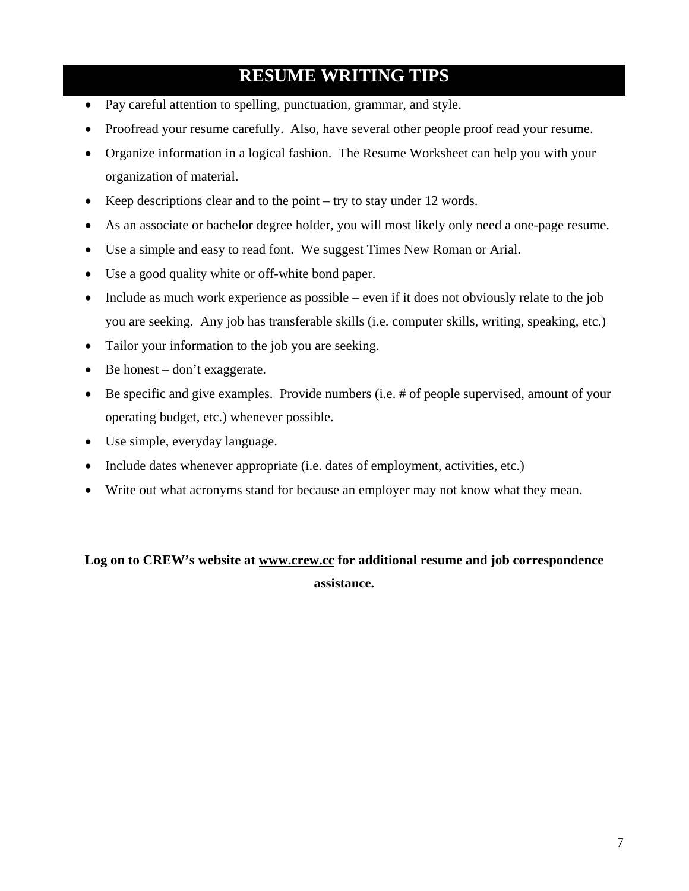# RESUME WRITING TIPS

- Pay careful attention to spelling, punctuation, grammar, and style.
- Proofread your resume carefully. Also, have several other people proof read your resume.
- Organize information in a logical fashion. The Resume Worksheet can help you with your organization of material.
- Keep descriptions clear and to the point – try to stay under 12 words.
- As an associate or bachelor degree holder, you will most likely only need a one-page resume.
- Use a simple and easy to read font. We suggest Times New Roman or Arial.
- Use a good quality white or off-white bond paper.
- Include as much work experience as possible – even if it does not obviously relate to the job you are seeking. Any job has transferable skills (i.e. computer skills, writing, speaking, etc.)
- Tailor your information to the job you are seeking.
- Be honest – don't exaggerate.
- Be specific and give examples. Provide numbers (i.e. # of people supervised, amount of your operating budget, etc.) whenever possible.
- Use simple, everyday language.
- Include dates whenever appropriate (i.e. dates of employment, activities, etc.)
- Write out what acronyms stand for because an employer may not know what they mean.

**Log on to CREW's website at www.crew.cc for additional resume and job correspondence assistance.**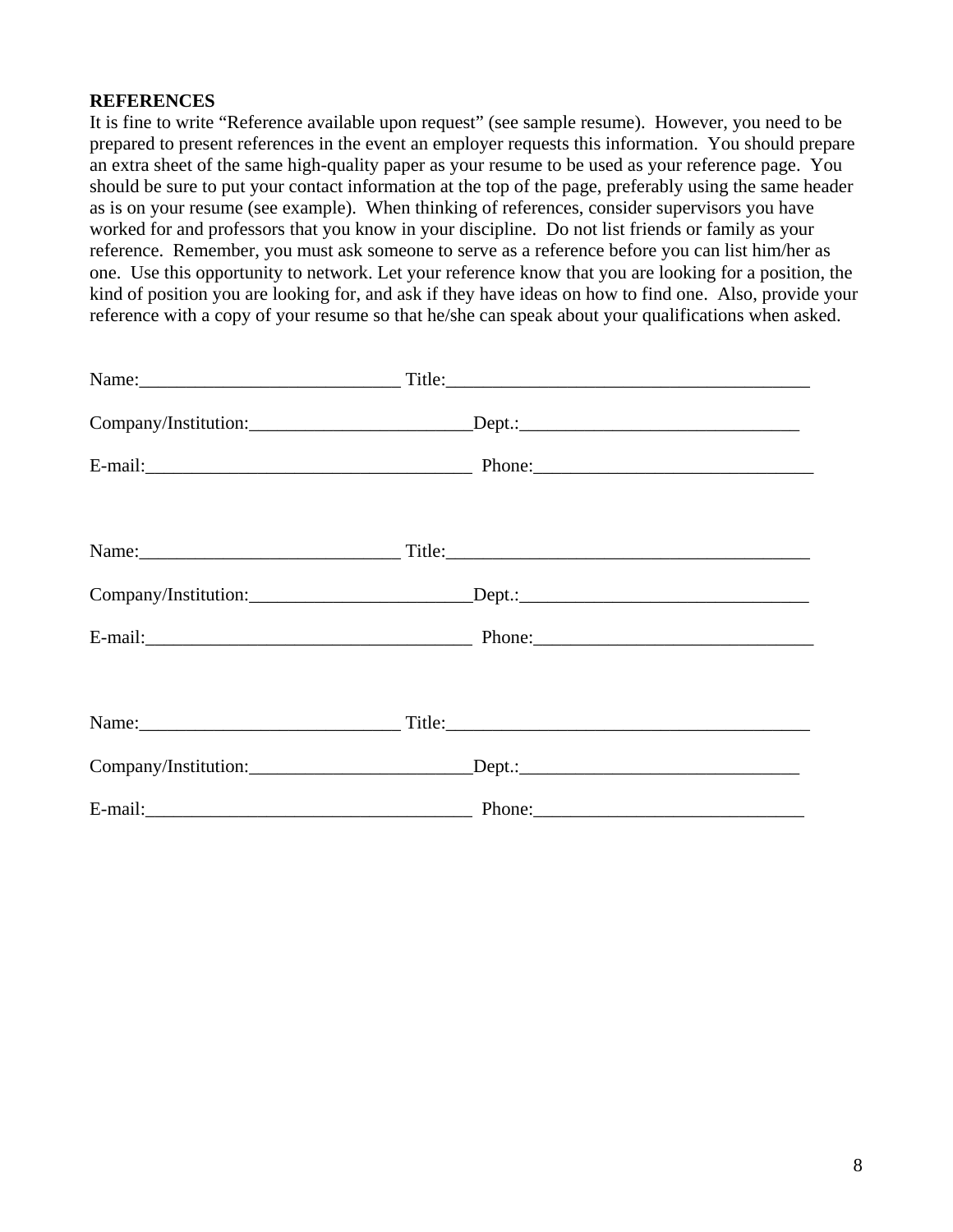**REFERENCES**

It is fine to write “Reference available upon request” (see sample resume). However, you need to be prepared to present references in the event an employer requests this information. You should prepare an extra sheet of the same high-quality paper as your resume to be used as your reference page. You should be sure to put your contact information at the top of the page, preferably using the same header as is on your resume (see example). When thinking of references, consider supervisors you have worked for and professors that you know in your discipline. Do not list friends or family as your reference. Remember, you must ask someone to serve as a reference before you can list him/her as one. Use this opportunity to network. Let your reference know that you are looking for a position, the kind of position you are looking for, and ask if they have ideas on how to find one. Also, provide your reference with a copy of your resume so that he/she can speak about your qualifications when asked.

Name:____________________________ Title:_______________________________________

Company/Institution:________________________Dept.:______________________________

E-mail:___________________________________ Phone:______________________________

Name:____________________________ Title:_______________________________________

Company/Institution:________________________Dept.:_______________________________

E-mail:___________________________________ Phone:______________________________

Name:____________________________ Title:_______________________________________

Company/Institution:________________________Dept.:______________________________

E-mail:___________________________________ Phone:_____________________________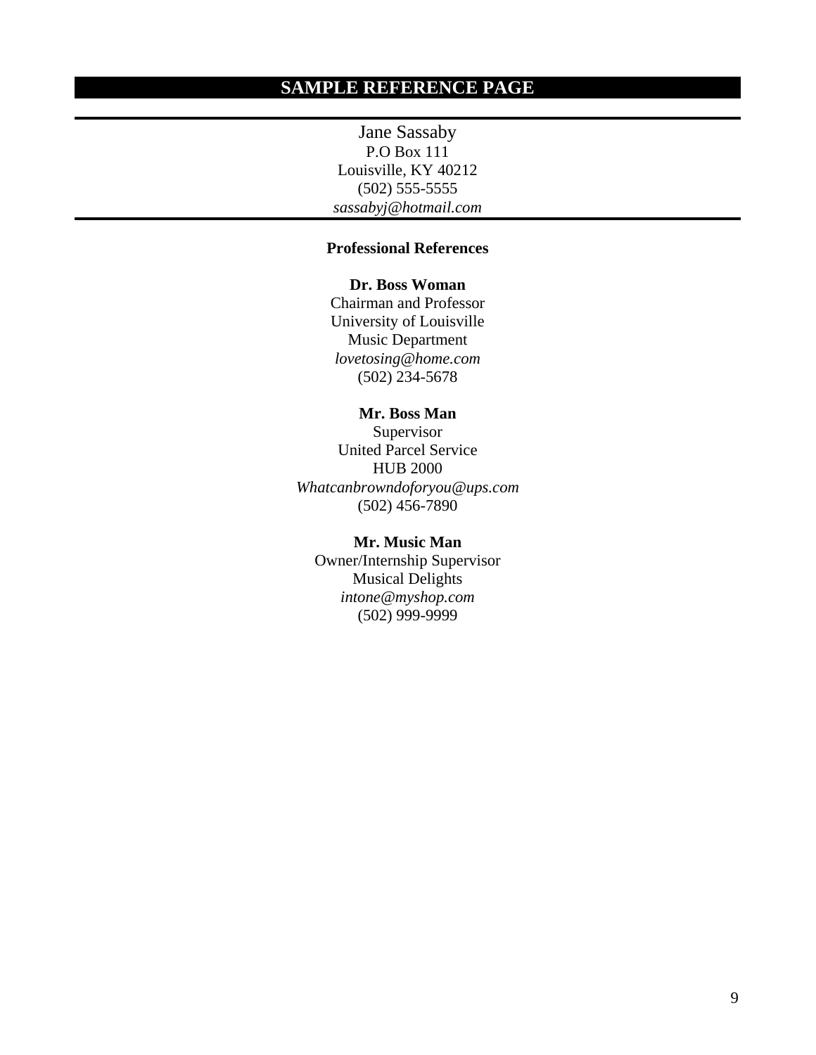## SAMPLE REFERENCE PAGE

---

Jane Sassaby
P.O Box 111
Louisville, KY 40212
(502) 555-5555
*sassabyj@hotmail.com*

---

**Professional References**

**Dr. Boss Woman**
Chairman and Professor
University of Louisville
Music Department
*lovetosing@home.com*
(502) 234-5678

**Mr. Boss Man**
Supervisor
United Parcel Service
HUB 2000
*Whatcanbrowndoforyou@ups.com*
(502) 456-7890

**Mr. Music Man**
Owner/Internship Supervisor
Musical Delights
*intone@myshop.com*
(502) 999-9999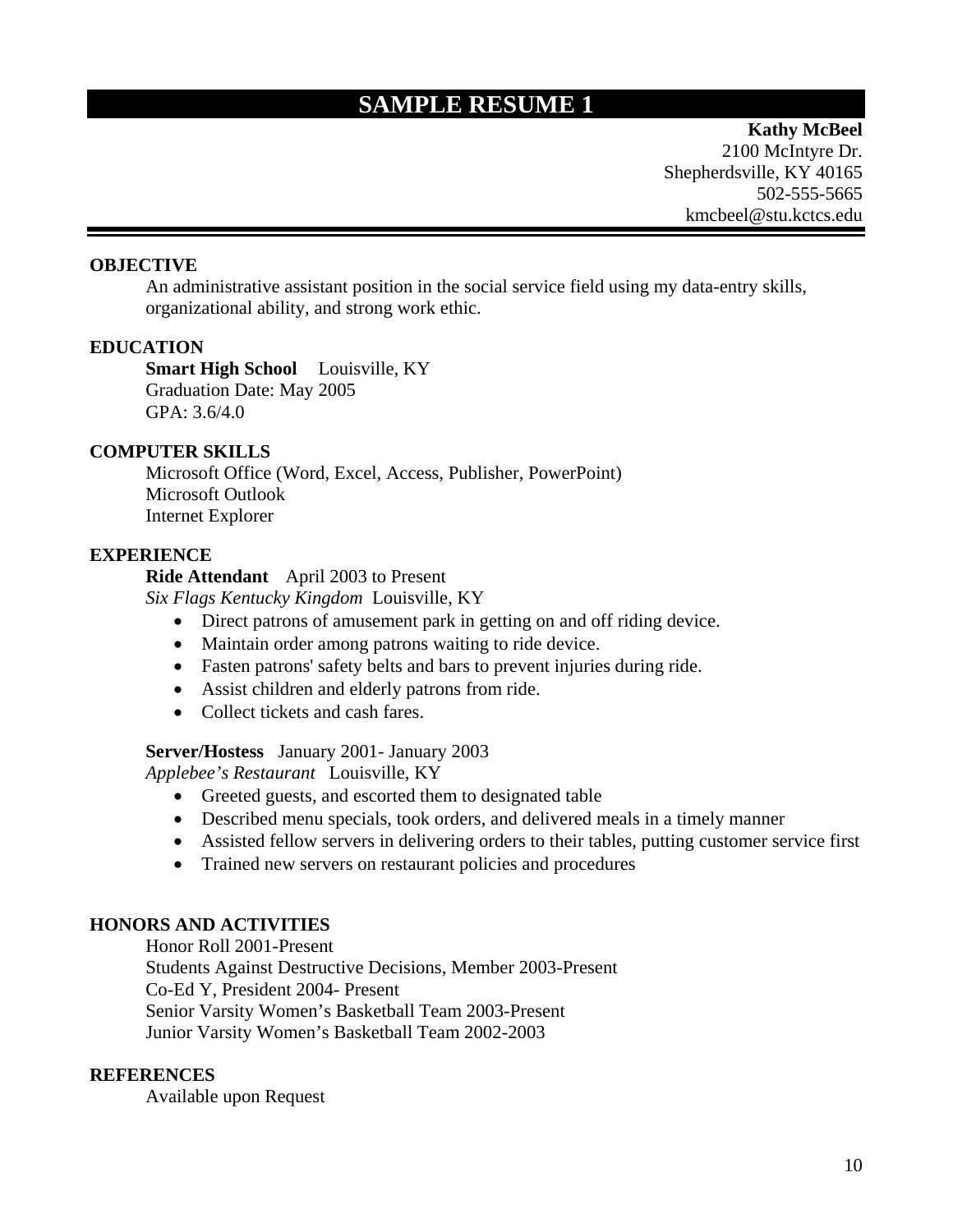# SAMPLE RESUME 1

**Kathy McBeel**
2100 McIntyre Dr.
Shepherdsville, KY 40165
502-555-5665
kmcbeel@stu.kctcs.edu

---

## OBJECTIVE

An administrative assistant position in the social service field using my data-entry skills, organizational ability, and strong work ethic.

## EDUCATION

**Smart High School** Louisville, KY
Graduation Date: May 2005
GPA: 3.6/4.0

## COMPUTER SKILLS

Microsoft Office (Word, Excel, Access, Publisher, PowerPoint)
Microsoft Outlook
Internet Explorer

## EXPERIENCE

**Ride Attendant** April 2003 to Present
*Six Flags Kentucky Kingdom* Louisville, KY

- Direct patrons of amusement park in getting on and off riding device.
- Maintain order among patrons waiting to ride device.
- Fasten patrons' safety belts and bars to prevent injuries during ride.
- Assist children and elderly patrons from ride.
- Collect tickets and cash fares.

**Server/Hostess** January 2001- January 2003
*Applebee's Restaurant* Louisville, KY

- Greeted guests, and escorted them to designated table
- Described menu specials, took orders, and delivered meals in a timely manner
- Assisted fellow servers in delivering orders to their tables, putting customer service first
- Trained new servers on restaurant policies and procedures

## HONORS AND ACTIVITIES

Honor Roll 2001-Present
Students Against Destructive Decisions, Member 2003-Present
Co-Ed Y, President 2004- Present
Senior Varsity Women's Basketball Team 2003-Present
Junior Varsity Women's Basketball Team 2002-2003

## REFERENCES

Available upon Request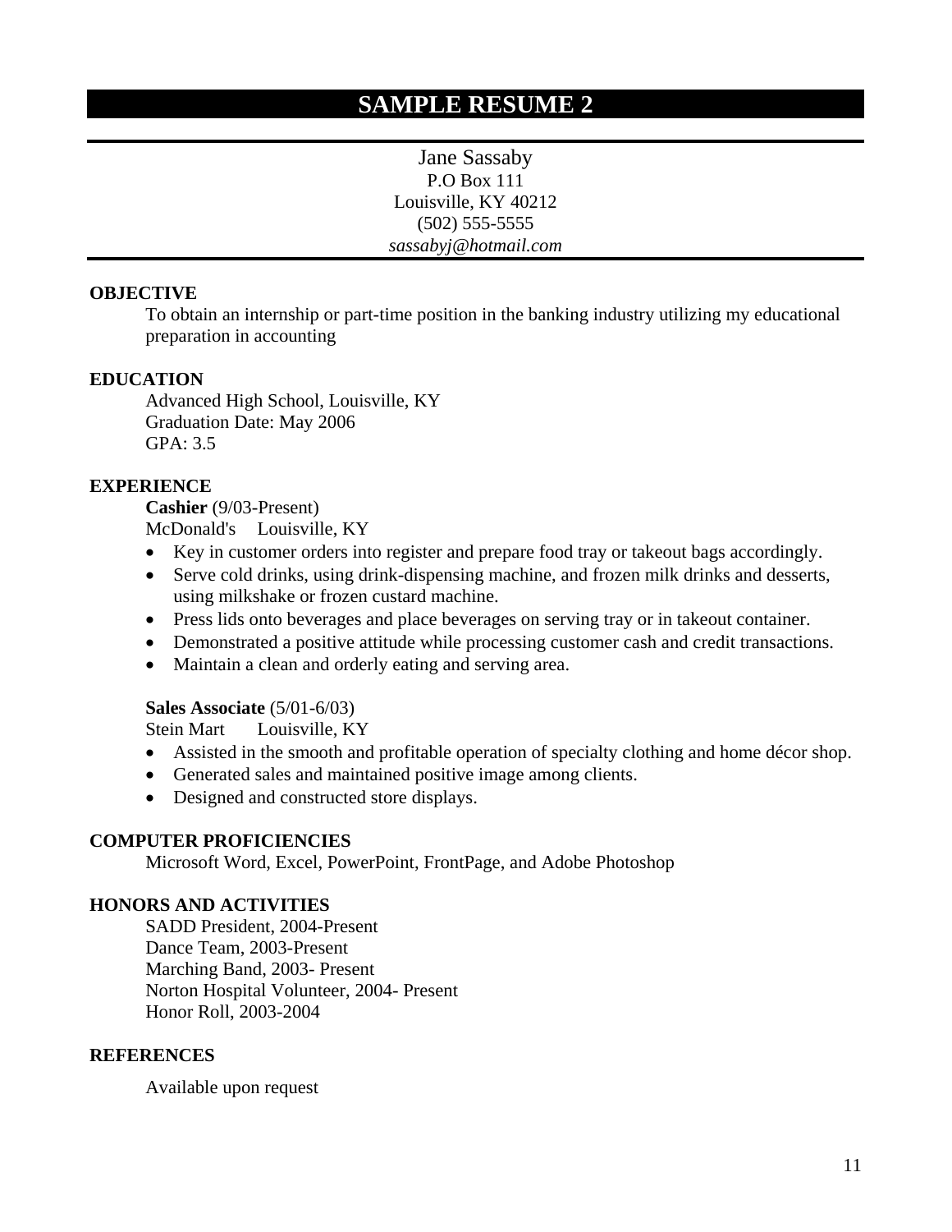# SAMPLE RESUME 2

Jane Sassaby
P.O Box 111
Louisville, KY 40212
(502) 555-5555
*sassabyj@hotmail.com*

**OBJECTIVE**

To obtain an internship or part-time position in the banking industry utilizing my educational preparation in accounting

**EDUCATION**

Advanced High School, Louisville, KY
Graduation Date: May 2006
GPA: 3.5

**EXPERIENCE**

**Cashier** (9/03-Present)
McDonald's Louisville, KY

- Key in customer orders into register and prepare food tray or takeout bags accordingly.
- Serve cold drinks, using drink-dispensing machine, and frozen milk drinks and desserts, using milkshake or frozen custard machine.
- Press lids onto beverages and place beverages on serving tray or in takeout container.
- Demonstrated a positive attitude while processing customer cash and credit transactions.
- Maintain a clean and orderly eating and serving area.

**Sales Associate** (5/01-6/03)
Stein Mart Louisville, KY

- Assisted in the smooth and profitable operation of specialty clothing and home décor shop.
- Generated sales and maintained positive image among clients.
- Designed and constructed store displays.

**COMPUTER PROFICIENCIES**

Microsoft Word, Excel, PowerPoint, FrontPage, and Adobe Photoshop

**HONORS AND ACTIVITIES**

SADD President, 2004-Present
Dance Team, 2003-Present
Marching Band, 2003- Present
Norton Hospital Volunteer, 2004- Present
Honor Roll, 2003-2004

**REFERENCES**

Available upon request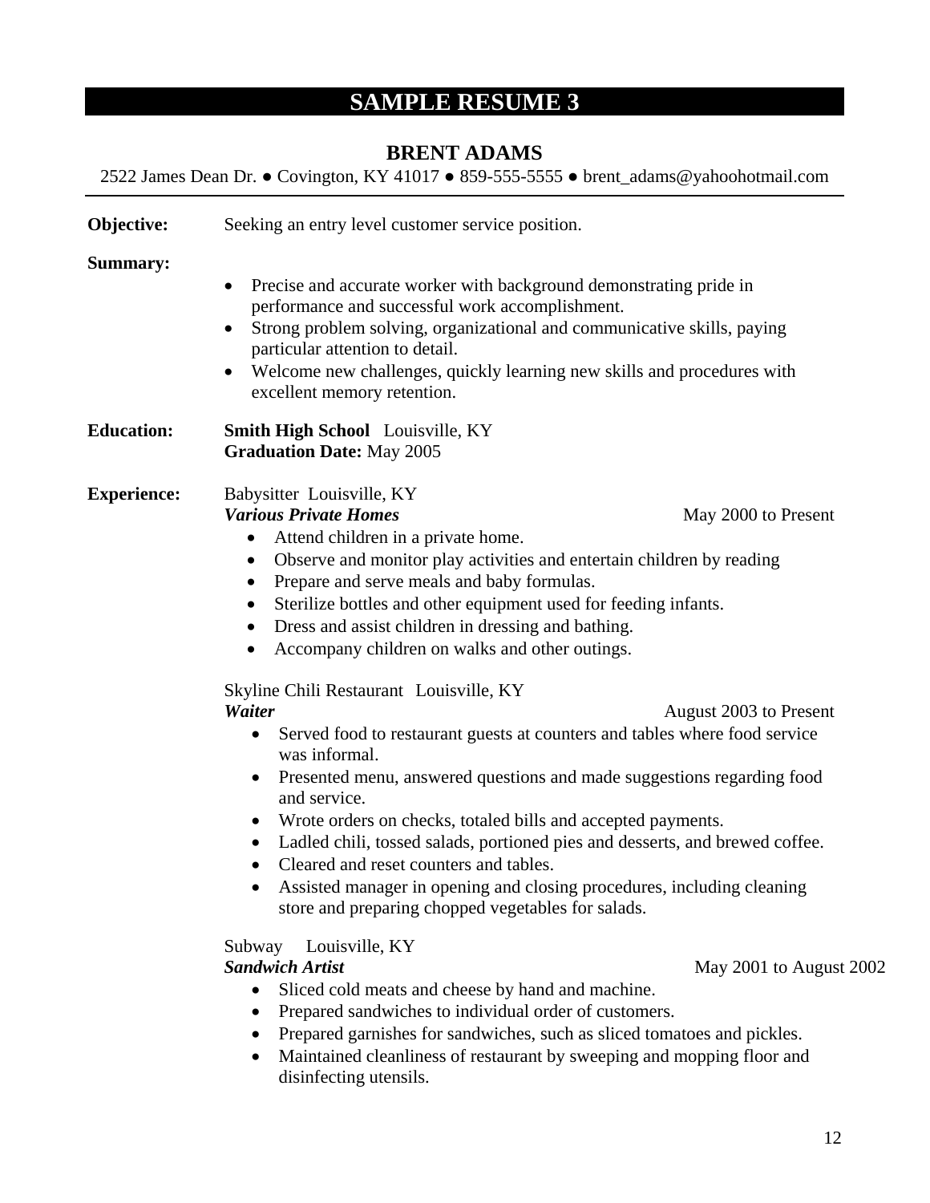# SAMPLE RESUME 3

## BRENT ADAMS

2522 James Dean Dr. ● Covington, KY 41017 ● 859-555-5555 ● brent_adams@yahoohotmail.com

**Objective:** Seeking an entry level customer service position.

**Summary:**

- Precise and accurate worker with background demonstrating pride in performance and successful work accomplishment.
- Strong problem solving, organizational and communicative skills, paying particular attention to detail.
- Welcome new challenges, quickly learning new skills and procedures with excellent memory retention.

**Education:** **Smith High School** Louisville, KY
**Graduation Date:** May 2005

**Experience:**

Babysitter Louisville, KY
***Various Private Homes*** May 2000 to Present

- Attend children in a private home.
- Observe and monitor play activities and entertain children by reading
- Prepare and serve meals and baby formulas.
- Sterilize bottles and other equipment used for feeding infants.
- Dress and assist children in dressing and bathing.
- Accompany children on walks and other outings.

Skyline Chili Restaurant Louisville, KY
***Waiter*** August 2003 to Present

- Served food to restaurant guests at counters and tables where food service was informal.
- Presented menu, answered questions and made suggestions regarding food and service.
- Wrote orders on checks, totaled bills and accepted payments.
- Ladled chili, tossed salads, portioned pies and desserts, and brewed coffee.
- Cleared and reset counters and tables.
- Assisted manager in opening and closing procedures, including cleaning store and preparing chopped vegetables for salads.

Subway Louisville, KY
***Sandwich Artist*** May 2001 to August 2002

- Sliced cold meats and cheese by hand and machine.
- Prepared sandwiches to individual order of customers.
- Prepared garnishes for sandwiches, such as sliced tomatoes and pickles.
- Maintained cleanliness of restaurant by sweeping and mopping floor and disinfecting utensils.